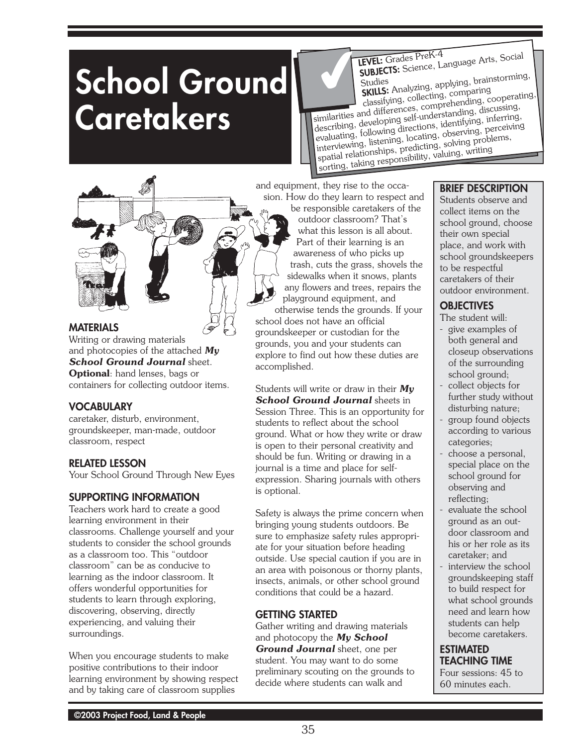# School Ground Caretakers

**LEVEL:** Grades PreK-4
**SUBJECTS:** Science, Language Arts, Social Studies
**SKILLS:** Analyzing, applying, brainstorming, classifying, collecting, comparing similarities and differences, comprehending, cooperating, describing, developing self-understanding, discussing, evaluating, following directions, identifying, inferring, interviewing, listening, locating, observing, perceiving spatial relationships, predicting, solving problems, sorting, taking responsibility, valuing, writing

## BRIEF DESCRIPTION

Students observe and collect items on the school ground, choose their own special place, and work with school groundskeepers to be respectful caretakers of their outdoor environment.

## OBJECTIVES

The student will:

- give examples of both general and closeup observations of the surrounding school ground;
- collect objects for further study without disturbing nature;
- group found objects according to various categories;
- choose a personal, special place on the school ground for observing and reflecting;
- evaluate the school ground as an outdoor classroom and his or her role as its caretaker; and
- interview the school groundskeeping staff to build respect for what school grounds need and learn how students can help become caretakers.

## ESTIMATED TEACHING TIME

Four sessions: 45 to 60 minutes each.

## MATERIALS

Writing or drawing materials and photocopies of the attached ***My School Ground Journal*** sheet. **Optional**: hand lenses, bags or containers for collecting outdoor items.

## VOCABULARY

caretaker, disturb, environment, groundskeeper, man-made, outdoor classroom, respect

## RELATED LESSON

Your School Ground Through New Eyes

## SUPPORTING INFORMATION

Teachers work hard to create a good learning environment in their classrooms. Challenge yourself and your students to consider the school grounds as a classroom too. This "outdoor classroom" can be as conducive to learning as the indoor classroom. It offers wonderful opportunities for students to learn through exploring, discovering, observing, directly experiencing, and valuing their surroundings.

When you encourage students to make positive contributions to their indoor learning environment by showing respect and by taking care of classroom supplies and equipment, they rise to the occasion. How do they learn to respect and be responsible caretakers of the outdoor classroom? That's what this lesson is all about. Part of their learning is an awareness of who picks up trash, cuts the grass, shovels the sidewalks when it snows, plants any flowers and trees, repairs the playground equipment, and otherwise tends the grounds. If your school does not have an official groundskeeper or custodian for the grounds, you and your students can explore to find out how these duties are accomplished.

Students will write or draw in their ***My School Ground Journal*** sheets in Session Three. This is an opportunity for students to reflect about the school ground. What or how they write or draw is open to their personal creativity and should be fun. Writing or drawing in a journal is a time and place for self-expression. Sharing journals with others is optional.

Safety is always the prime concern when bringing young students outdoors. Be sure to emphasize safety rules appropriate for your situation before heading outside. Use special caution if you are in an area with poisonous or thorny plants, insects, animals, or other school ground conditions that could be a hazard.

## GETTING STARTED

Gather writing and drawing materials and photocopy the ***My School Ground Journal*** sheet, one per student. You may want to do some preliminary scouting on the grounds to decide where students can walk and

©2003 Project Food, Land & People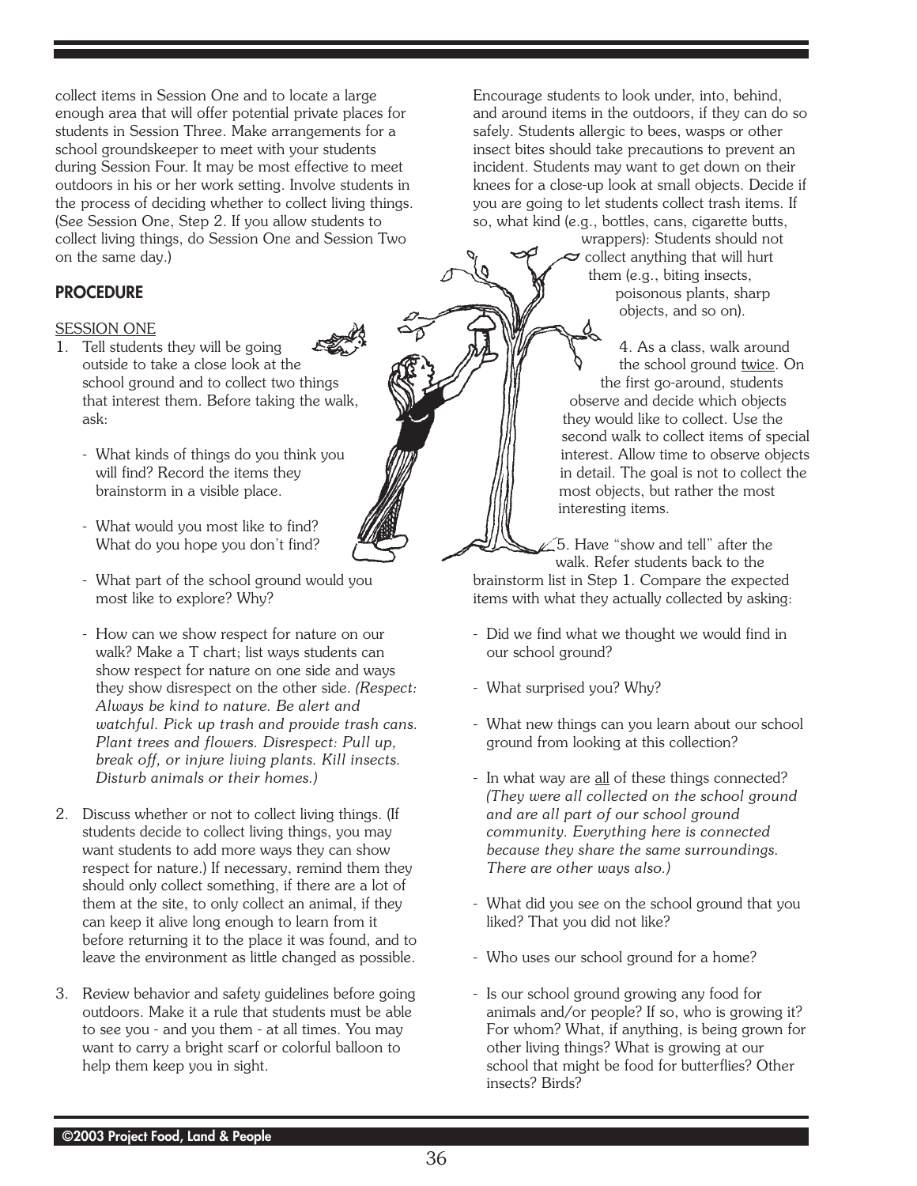collect items in Session One and to locate a large enough area that will offer potential private places for students in Session Three. Make arrangements for a school groundskeeper to meet with your students during Session Four. It may be most effective to meet outdoors in his or her work setting. Involve students in the process of deciding whether to collect living things. (See Session One, Step 2. If you allow students to collect living things, do Session One and Session Two on the same day.)

## PROCEDURE

SESSION ONE

1. Tell students they will be going outside to take a close look at the school ground and to collect two things that interest them. Before taking the walk, ask:

   - What kinds of things do you think you will find? Record the items they brainstorm in a visible place.

   - What would you most like to find? What do you hope you don't find?

   - What part of the school ground would you most like to explore? Why?

   - How can we show respect for nature on our walk? Make a T chart; list ways students can show respect for nature on one side and ways they show disrespect on the other side. *(Respect: Always be kind to nature. Be alert and watchful. Pick up trash and provide trash cans. Plant trees and flowers. Disrespect: Pull up, break off, or injure living plants. Kill insects. Disturb animals or their homes.)*

2. Discuss whether or not to collect living things. (If students decide to collect living things, you may want students to add more ways they can show respect for nature.) If necessary, remind them they should only collect something, if there are a lot of them at the site, to only collect an animal, if they can keep it alive long enough to learn from it before returning it to the place it was found, and to leave the environment as little changed as possible.

3. Review behavior and safety guidelines before going outdoors. Make it a rule that students must be able to see you - and you them - at all times. You may want to carry a bright scarf or colorful balloon to help them keep you in sight. Encourage students to look under, into, behind, and around items in the outdoors, if they can do so safely. Students allergic to bees, wasps or other insect bites should take precautions to prevent an incident. Students may want to get down on their knees for a close-up look at small objects. Decide if you are going to let students collect trash items. If so, what kind (e.g., bottles, cans, cigarette butts, wrappers): Students should not collect anything that will hurt them (e.g., biting insects, poisonous plants, sharp objects, and so on).

4. As a class, walk around the school ground twice. On the first go-around, students observe and decide which objects they would like to collect. Use the second walk to collect items of special interest. Allow time to observe objects in detail. The goal is not to collect the most objects, but rather the most interesting items.

5. Have "show and tell" after the walk. Refer students back to the brainstorm list in Step 1. Compare the expected items with what they actually collected by asking:

   - Did we find what we thought we would find in our school ground?

   - What surprised you? Why?

   - What new things can you learn about our school ground from looking at this collection?

   - In what way are all of these things connected? *(They were all collected on the school ground and are all part of our school ground community. Everything here is connected because they share the same surroundings. There are other ways also.)*

   - What did you see on the school ground that you liked? That you did not like?

   - Who uses our school ground for a home?

   - Is our school ground growing any food for animals and/or people? If so, who is growing it? For whom? What, if anything, is being grown for other living things? What is growing at our school that might be food for butterflies? Other insects? Birds?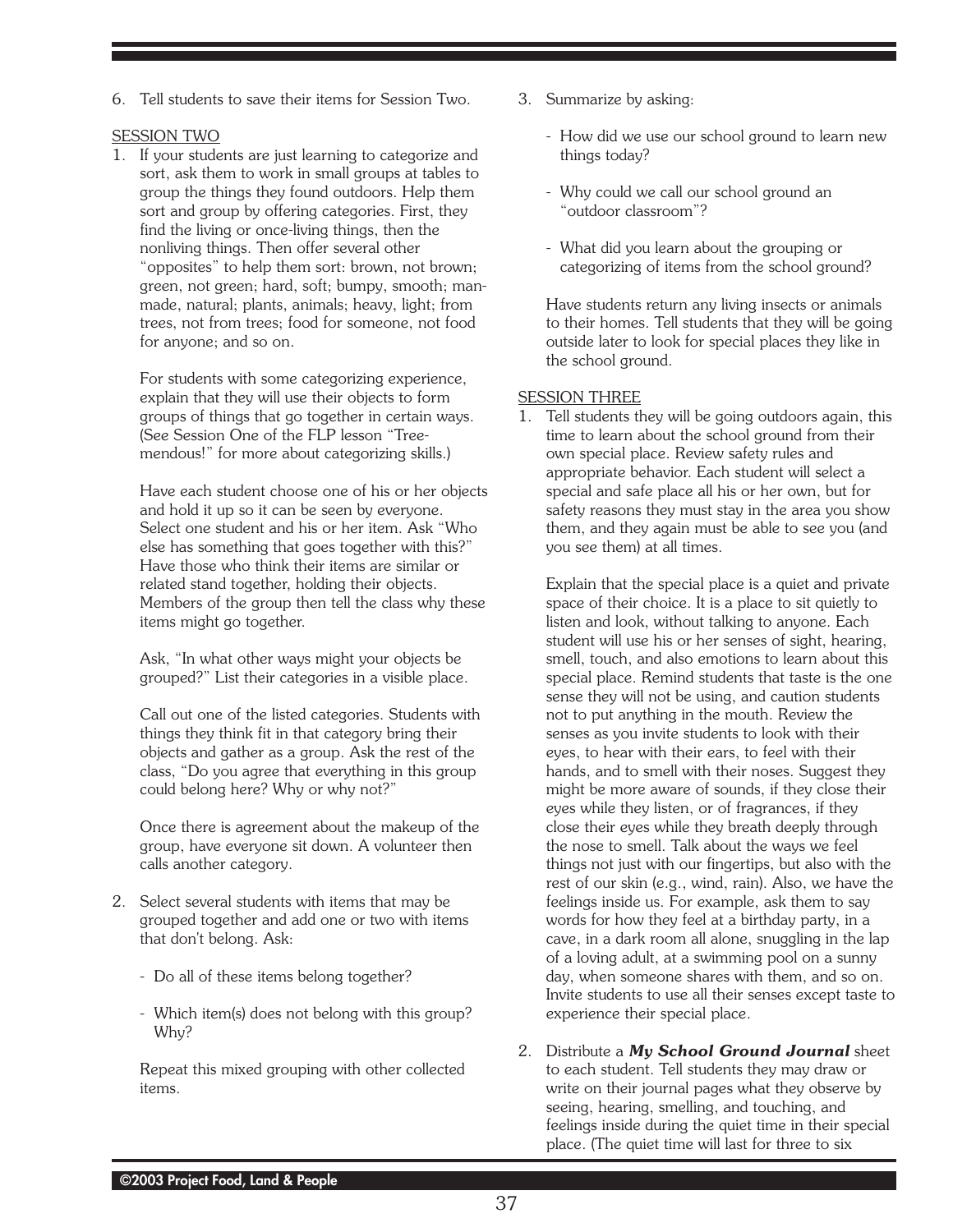6. Tell students to save their items for Session Two.

SESSION TWO

1. If your students are just learning to categorize and sort, ask them to work in small groups at tables to group the things they found outdoors. Help them sort and group by offering categories. First, they find the living or once-living things, then the nonliving things. Then offer several other "opposites" to help them sort: brown, not brown; green, not green; hard, soft; bumpy, smooth; man-made, natural; plants, animals; heavy, light; from trees, not from trees; food for someone, not food for anyone; and so on.

   For students with some categorizing experience, explain that they will use their objects to form groups of things that go together in certain ways. (See Session One of the FLP lesson "Tree-mendous!" for more about categorizing skills.)

   Have each student choose one of his or her objects and hold it up so it can be seen by everyone. Select one student and his or her item. Ask "Who else has something that goes together with this?" Have those who think their items are similar or related stand together, holding their objects. Members of the group then tell the class why these items might go together.

   Ask, "In what other ways might your objects be grouped?" List their categories in a visible place.

   Call out one of the listed categories. Students with things they think fit in that category bring their objects and gather as a group. Ask the rest of the class, "Do you agree that everything in this group could belong here? Why or why not?"

   Once there is agreement about the makeup of the group, have everyone sit down. A volunteer then calls another category.

2. Select several students with items that may be grouped together and add one or two with items that don't belong. Ask:

   - Do all of these items belong together?

   - Which item(s) does not belong with this group? Why?

   Repeat this mixed grouping with other collected items.

3. Summarize by asking:

   - How did we use our school ground to learn new things today?

   - Why could we call our school ground an "outdoor classroom"?

   - What did you learn about the grouping or categorizing of items from the school ground?

   Have students return any living insects or animals to their homes. Tell students that they will be going outside later to look for special places they like in the school ground.

SESSION THREE

1. Tell students they will be going outdoors again, this time to learn about the school ground from their own special place. Review safety rules and appropriate behavior. Each student will select a special and safe place all his or her own, but for safety reasons they must stay in the area you show them, and they again must be able to see you (and you see them) at all times.

   Explain that the special place is a quiet and private space of their choice. It is a place to sit quietly to listen and look, without talking to anyone. Each student will use his or her senses of sight, hearing, smell, touch, and also emotions to learn about this special place. Remind students that taste is the one sense they will not be using, and caution students not to put anything in the mouth. Review the senses as you invite students to look with their eyes, to hear with their ears, to feel with their hands, and to smell with their noses. Suggest they might be more aware of sounds, if they close their eyes while they listen, or of fragrances, if they close their eyes while they breath deeply through the nose to smell. Talk about the ways we feel things not just with our fingertips, but also with the rest of our skin (e.g., wind, rain). Also, we have the feelings inside us. For example, ask them to say words for how they feel at a birthday party, in a cave, in a dark room all alone, snuggling in the lap of a loving adult, at a swimming pool on a sunny day, when someone shares with them, and so on. Invite students to use all their senses except taste to experience their special place.

2. Distribute a ***My School Ground Journal*** sheet to each student. Tell students they may draw or write on their journal pages what they observe by seeing, hearing, smelling, and touching, and feelings inside during the quiet time in their special place. (The quiet time will last for three to six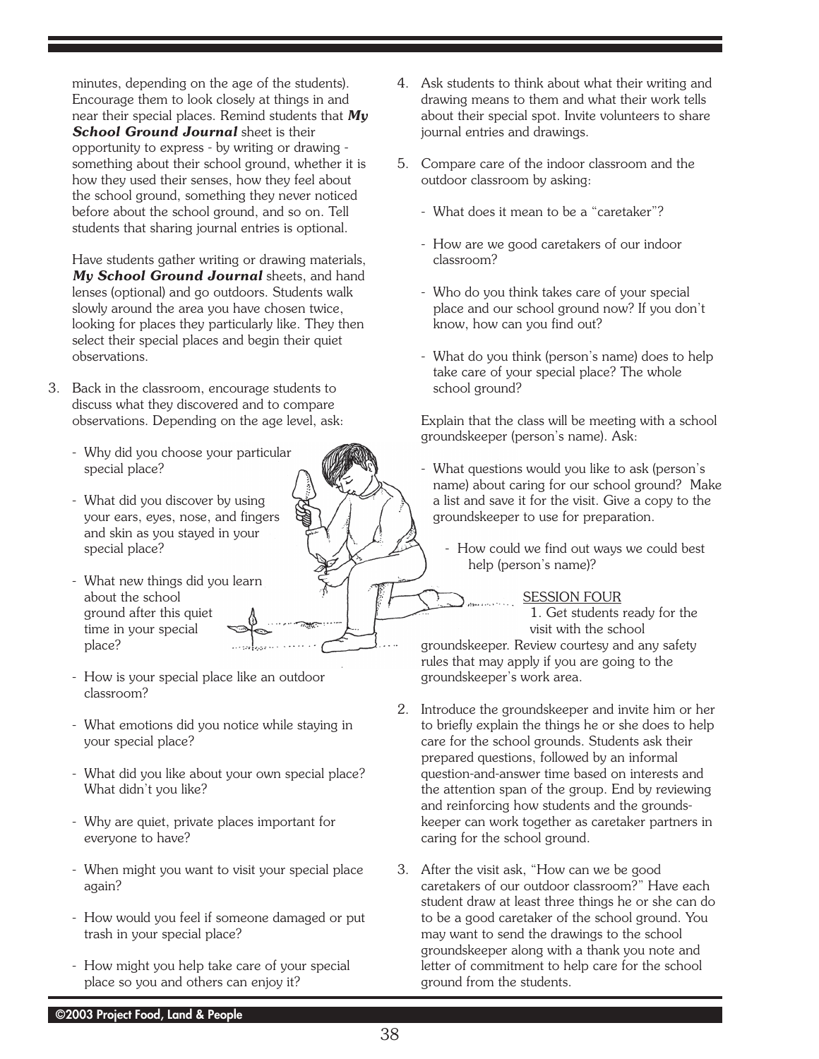minutes, depending on the age of the students). Encourage them to look closely at things in and near their special places. Remind students that ***My School Ground Journal*** sheet is their opportunity to express - by writing or drawing - something about their school ground, whether it is how they used their senses, how they feel about the school ground, something they never noticed before about the school ground, and so on. Tell students that sharing journal entries is optional.

Have students gather writing or drawing materials, ***My School Ground Journal*** sheets, and hand lenses (optional) and go outdoors. Students walk slowly around the area you have chosen twice, looking for places they particularly like. They then select their special places and begin their quiet observations.

3. Back in the classroom, encourage students to discuss what they discovered and to compare observations. Depending on the age level, ask:

   - Why did you choose your particular special place?
   - What did you discover by using your ears, eyes, nose, and fingers and skin as you stayed in your special place?
   - What new things did you learn about the school ground after this quiet time in your special place?
   - How is your special place like an outdoor classroom?
   - What emotions did you notice while staying in your special place?
   - What did you like about your own special place? What didn't you like?
   - Why are quiet, private places important for everyone to have?
   - When might you want to visit your special place again?
   - How would you feel if someone damaged or put trash in your special place?
   - How might you help take care of your special place so you and others can enjoy it?

4. Ask students to think about what their writing and drawing means to them and what their work tells about their special spot. Invite volunteers to share journal entries and drawings.

5. Compare care of the indoor classroom and the outdoor classroom by asking:

   - What does it mean to be a "caretaker"?
   - How are we good caretakers of our indoor classroom?
   - Who do you think takes care of your special place and our school ground now? If you don't know, how can you find out?
   - What do you think (person's name) does to help take care of your special place? The whole school ground?

   Explain that the class will be meeting with a school groundskeeper (person's name). Ask:

   - What questions would you like to ask (person's name) about caring for our school ground? Make a list and save it for the visit. Give a copy to the groundskeeper to use for preparation.
   - How could we find out ways we could best help (person's name)?

SESSION FOUR

1. Get students ready for the visit with the school groundskeeper. Review courtesy and any safety rules that may apply if you are going to the groundskeeper's work area.

2. Introduce the groundskeeper and invite him or her to briefly explain the things he or she does to help care for the school grounds. Students ask their prepared questions, followed by an informal question-and-answer time based on interests and the attention span of the group. End by reviewing and reinforcing how students and the groundskeeper can work together as caretaker partners in caring for the school ground.

3. After the visit ask, "How can we be good caretakers of our outdoor classroom?" Have each student draw at least three things he or she can do to be a good caretaker of the school ground. You may want to send the drawings to the school groundskeeper along with a thank you note and letter of commitment to help care for the school ground from the students.

©2003 Project Food, Land & People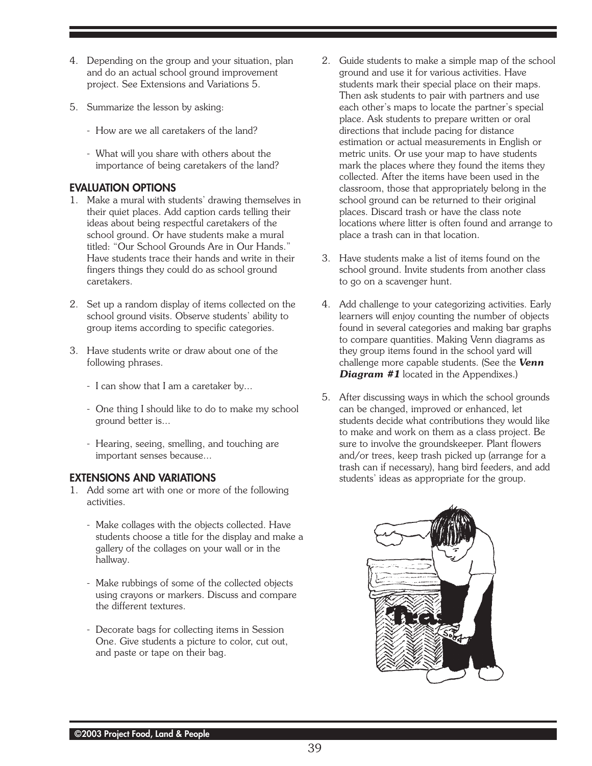4. Depending on the group and your situation, plan and do an actual school ground improvement project. See Extensions and Variations 5.

5. Summarize the lesson by asking:

   - How are we all caretakers of the land?

   - What will you share with others about the importance of being caretakers of the land?

## EVALUATION OPTIONS

1. Make a mural with students' drawing themselves in their quiet places. Add caption cards telling their ideas about being respectful caretakers of the school ground. Or have students make a mural titled: "Our School Grounds Are in Our Hands." Have students trace their hands and write in their fingers things they could do as school ground caretakers.

2. Set up a random display of items collected on the school ground visits. Observe students' ability to group items according to specific categories.

3. Have students write or draw about one of the following phrases.

   - I can show that I am a caretaker by...

   - One thing I should like to do to make my school ground better is...

   - Hearing, seeing, smelling, and touching are important senses because...

## EXTENSIONS AND VARIATIONS

1. Add some art with one or more of the following activities.

   - Make collages with the objects collected. Have students choose a title for the display and make a gallery of the collages on your wall or in the hallway.

   - Make rubbings of some of the collected objects using crayons or markers. Discuss and compare the different textures.

   - Decorate bags for collecting items in Session One. Give students a picture to color, cut out, and paste or tape on their bag.

2. Guide students to make a simple map of the school ground and use it for various activities. Have students mark their special place on their maps. Then ask students to pair with partners and use each other's maps to locate the partner's special place. Ask students to prepare written or oral directions that include pacing for distance estimation or actual measurements in English or metric units. Or use your map to have students mark the places where they found the items they collected. After the items have been used in the classroom, those that appropriately belong in the school ground can be returned to their original places. Discard trash or have the class note locations where litter is often found and arrange to place a trash can in that location.

3. Have students make a list of items found on the school ground. Invite students from another class to go on a scavenger hunt.

4. Add challenge to your categorizing activities. Early learners will enjoy counting the number of objects found in several categories and making bar graphs to compare quantities. Making Venn diagrams as they group items found in the school yard will challenge more capable students. (See the ***Venn Diagram #1*** located in the Appendixes.)

5. After discussing ways in which the school grounds can be changed, improved or enhanced, let students decide what contributions they would like to make and work on them as a class project. Be sure to involve the groundskeeper. Plant flowers and/or trees, keep trash picked up (arrange for a trash can if necessary), hang bird feeders, and add students' ideas as appropriate for the group.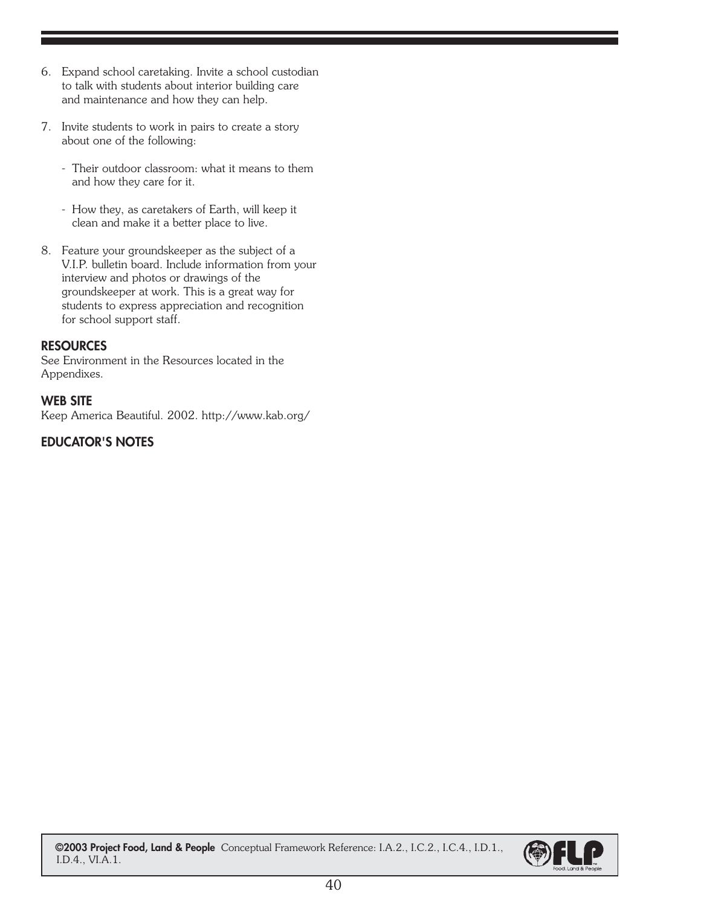6. Expand school caretaking. Invite a school custodian to talk with students about interior building care and maintenance and how they can help.

7. Invite students to work in pairs to create a story about one of the following:

   - Their outdoor classroom: what it means to them and how they care for it.

   - How they, as caretakers of Earth, will keep it clean and make it a better place to live.

8. Feature your groundskeeper as the subject of a V.I.P. bulletin board. Include information from your interview and photos or drawings of the groundskeeper at work. This is a great way for students to express appreciation and recognition for school support staff.

## RESOURCES

See Environment in the Resources located in the Appendixes.

## WEB SITE

Keep America Beautiful. 2002. http://www.kab.org/

## EDUCATOR'S NOTES

**©2003 Project Food, Land & People** Conceptual Framework Reference: I.A.2., I.C.2., I.C.4., I.D.1., I.D.4., VI.A.1.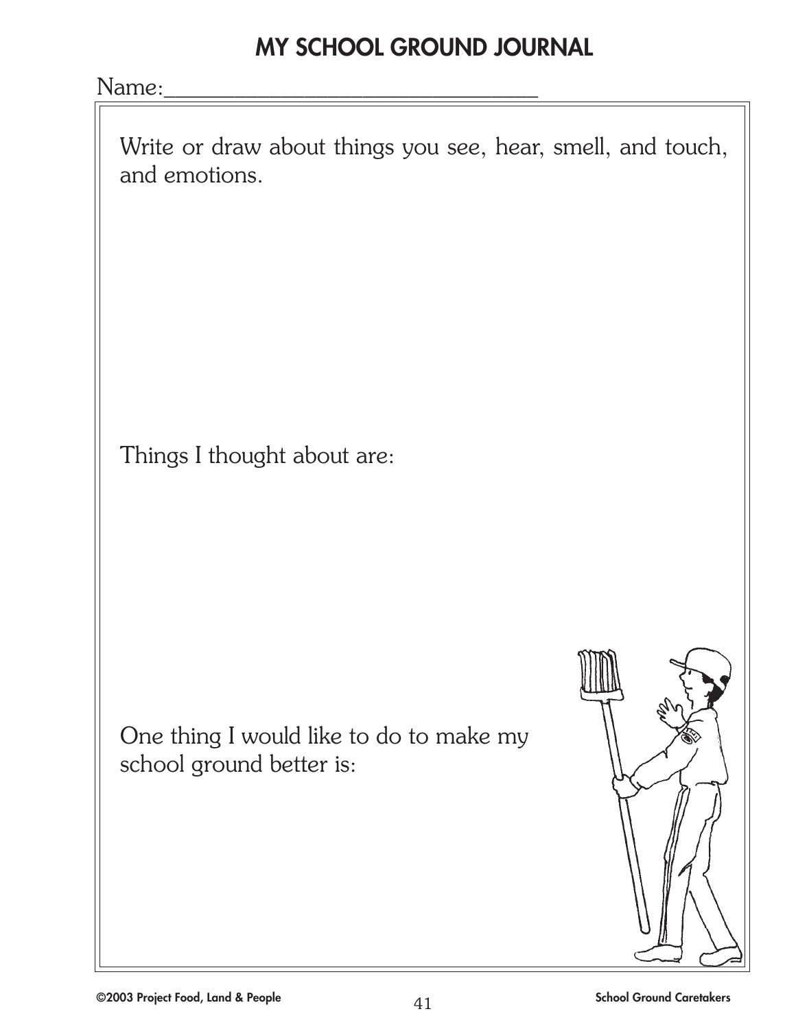# MY SCHOOL GROUND JOURNAL

Name:___________________________________

Write or draw about things you see, hear, smell, and touch, and emotions.

Things I thought about are:

One thing I would like to do to make my school ground better is: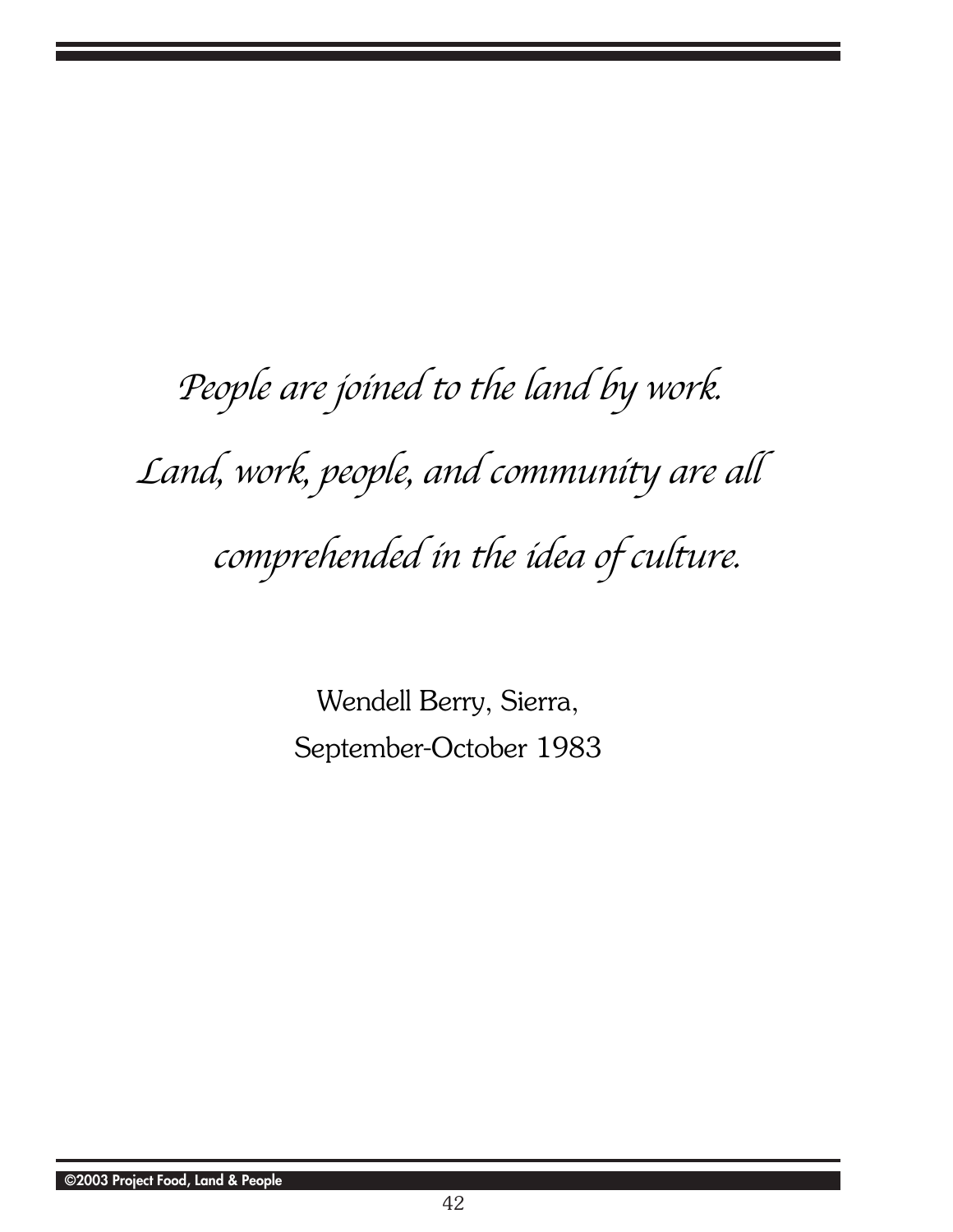*People are joined to the land by work.*
*Land, work, people, and community are all*
*comprehended in the idea of culture.*

Wendell Berry, Sierra,
September-October 1983

©2003 Project Food, Land & People